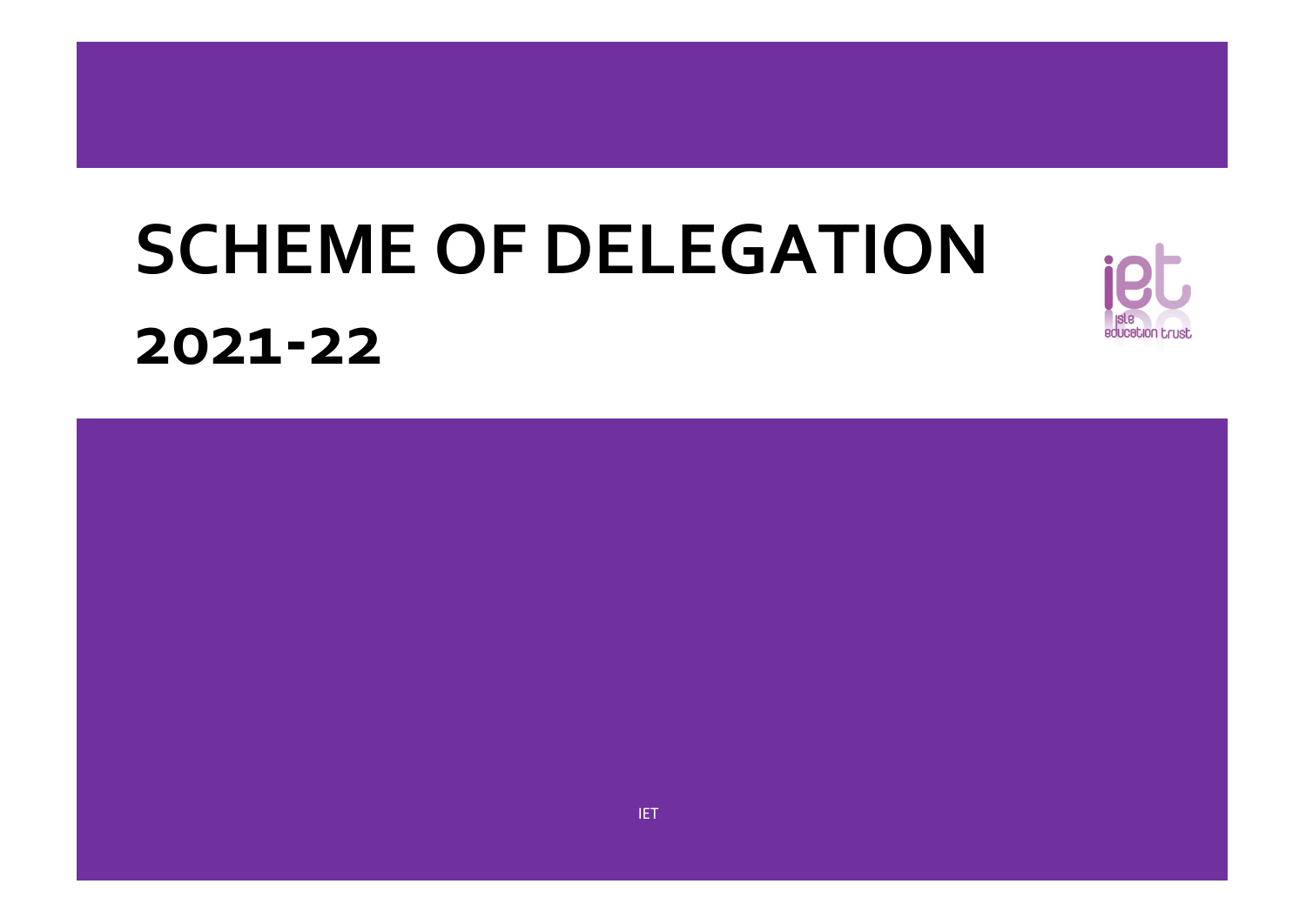# SCHEME OF DELEGATION

## 2021-22

isle education trust

IET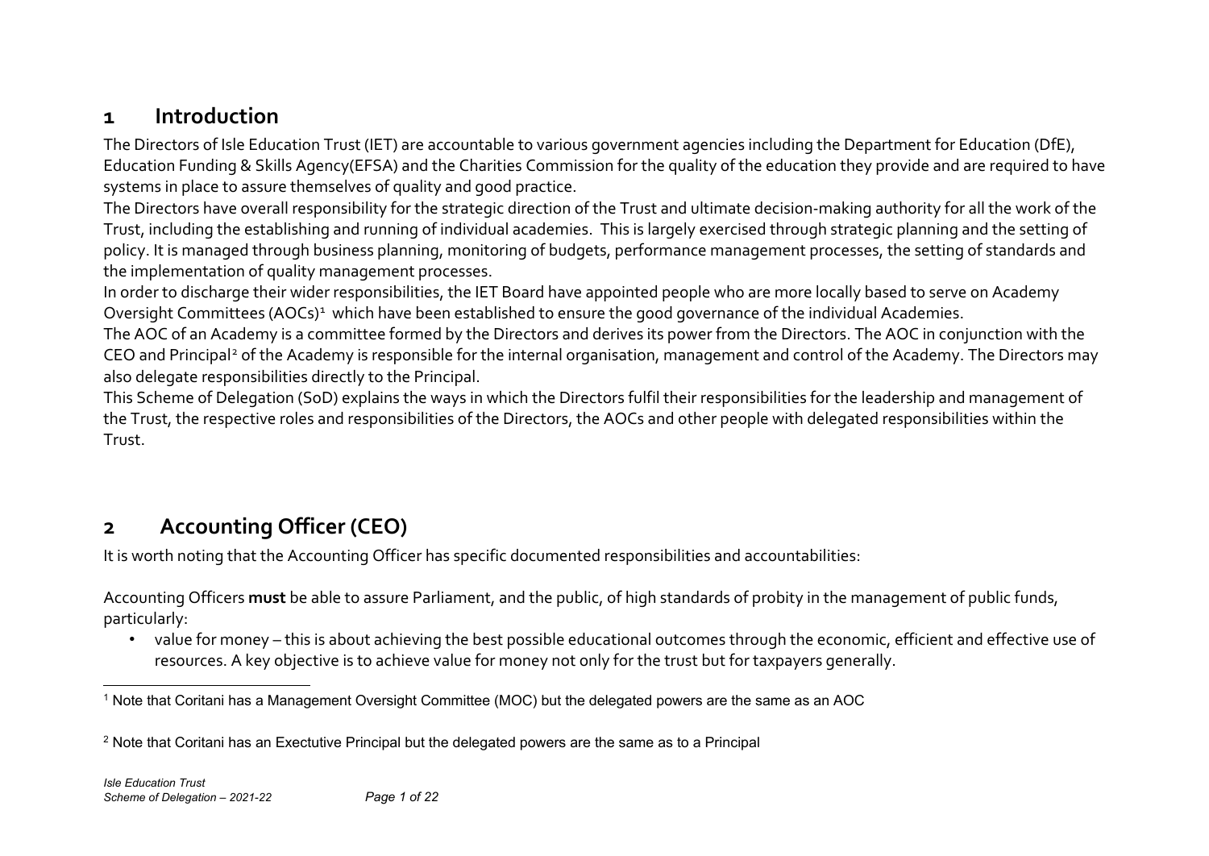## 1 Introduction

The Directors of Isle Education Trust (IET) are accountable to various government agencies including the Department for Education (DfE), Education Funding & Skills Agency(EFSA) and the Charities Commission for the quality of the education they provide and are required to have systems in place to assure themselves of quality and good practice.

The Directors have overall responsibility for the strategic direction of the Trust and ultimate decision-making authority for all the work of the Trust, including the establishing and running of individual academies. This is largely exercised through strategic planning and the setting of policy. It is managed through business planning, monitoring of budgets, performance management processes, the setting of standards and the implementation of quality management processes.

In order to discharge their wider responsibilities, the IET Board have appointed people who are more locally based to serve on Academy Oversight Committees (AOCs)[1] which have been established to ensure the good governance of the individual Academies.

The AOC of an Academy is a committee formed by the Directors and derives its power from the Directors. The AOC in conjunction with the CEO and Principal[2] of the Academy is responsible for the internal organisation, management and control of the Academy. The Directors may also delegate responsibilities directly to the Principal.

This Scheme of Delegation (SoD) explains the ways in which the Directors fulfil their responsibilities for the leadership and management of the Trust, the respective roles and responsibilities of the Directors, the AOCs and other people with delegated responsibilities within the Trust.

## 2 Accounting Officer (CEO)

It is worth noting that the Accounting Officer has specific documented responsibilities and accountabilities:

Accounting Officers **must** be able to assure Parliament, and the public, of high standards of probity in the management of public funds, particularly:

- value for money – this is about achieving the best possible educational outcomes through the economic, efficient and effective use of resources. A key objective is to achieve value for money not only for the trust but for taxpayers generally.

[1] Note that Coritani has a Management Oversight Committee (MOC) but the delegated powers are the same as an AOC

[2] Note that Coritani has an Exectutive Principal but the delegated powers are the same as to a Principal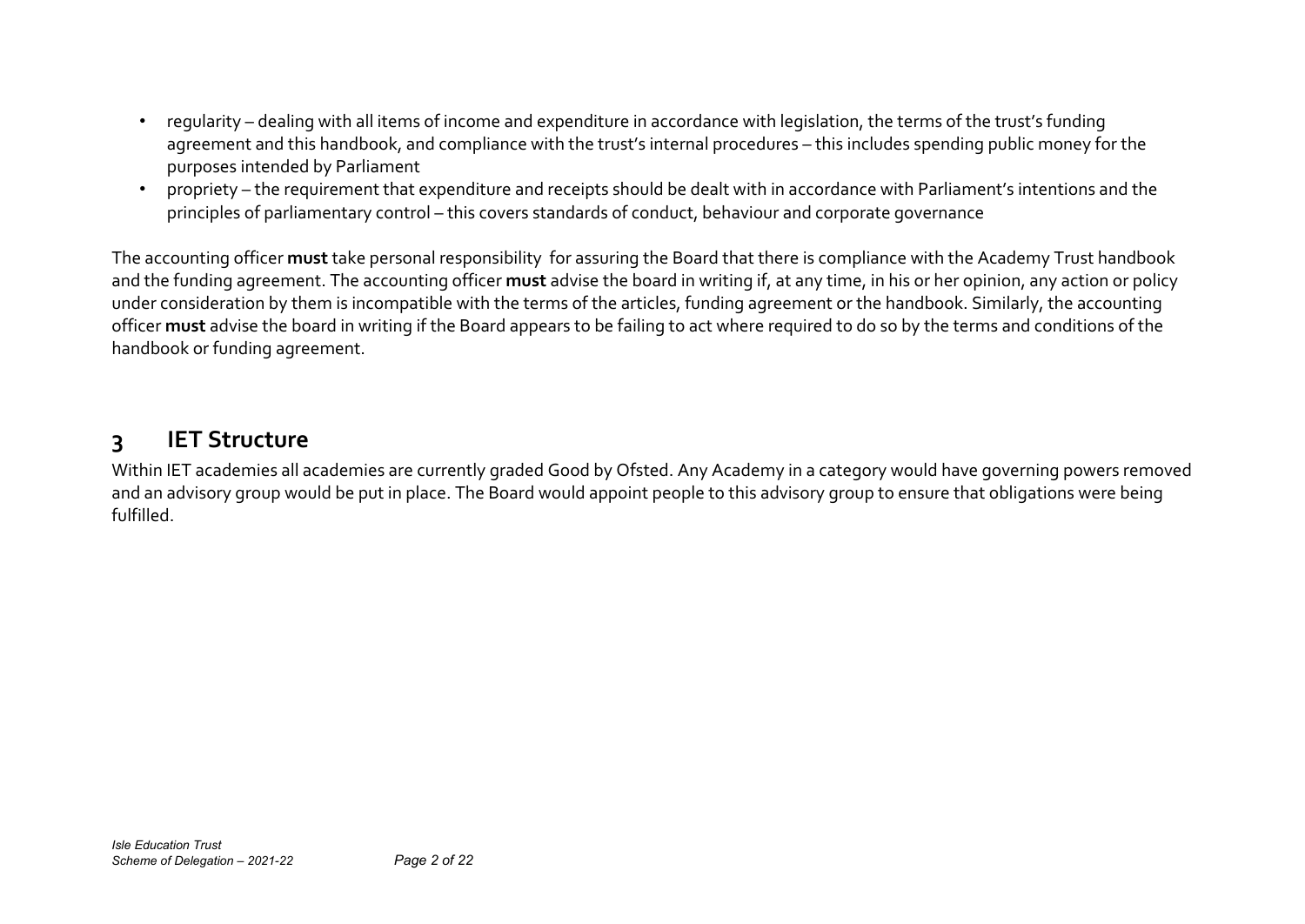- regularity – dealing with all items of income and expenditure in accordance with legislation, the terms of the trust's funding agreement and this handbook, and compliance with the trust's internal procedures – this includes spending public money for the purposes intended by Parliament
- propriety – the requirement that expenditure and receipts should be dealt with in accordance with Parliament's intentions and the principles of parliamentary control – this covers standards of conduct, behaviour and corporate governance

The accounting officer **must** take personal responsibility for assuring the Board that there is compliance with the Academy Trust handbook and the funding agreement. The accounting officer **must** advise the board in writing if, at any time, in his or her opinion, any action or policy under consideration by them is incompatible with the terms of the articles, funding agreement or the handbook. Similarly, the accounting officer **must** advise the board in writing if the Board appears to be failing to act where required to do so by the terms and conditions of the handbook or funding agreement.

# 3 IET Structure

Within IET academies all academies are currently graded Good by Ofsted. Any Academy in a category would have governing powers removed and an advisory group would be put in place. The Board would appoint people to this advisory group to ensure that obligations were being fulfilled.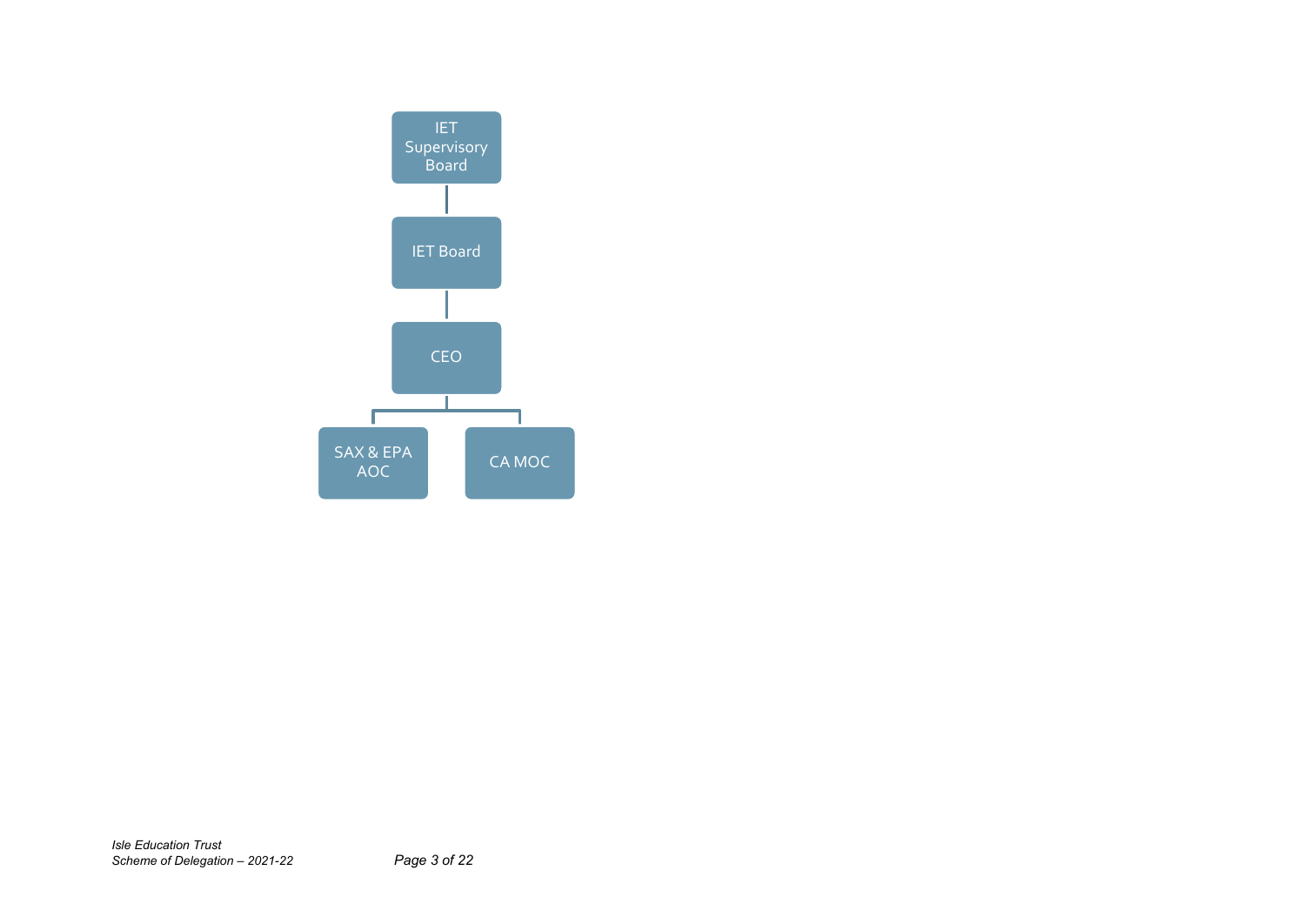IET Supervisory Board

IET Board

CEO

SAX & EPA AOC

CA MOC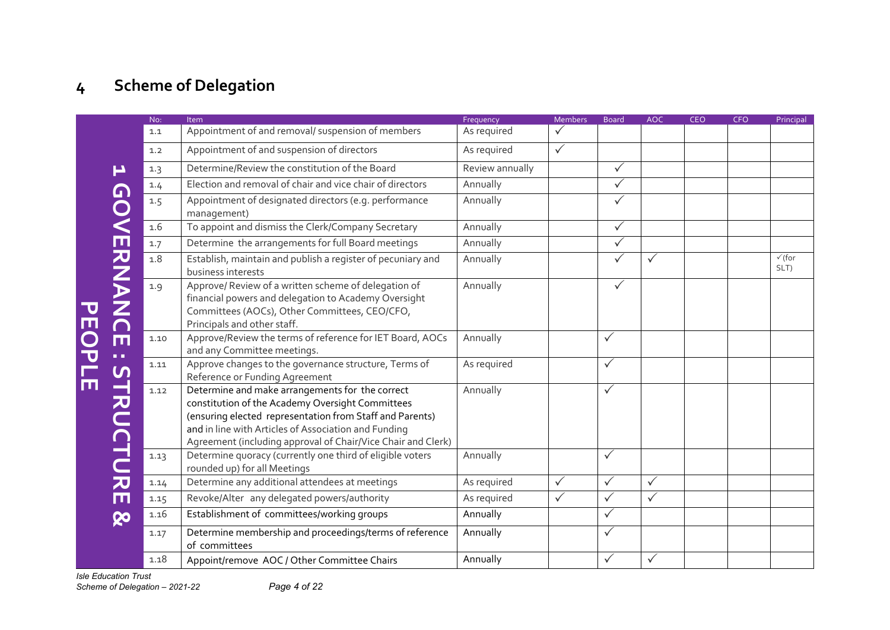# 4 Scheme of Delegation

**1 GOVERNANCE : STRUCTURE & PEOPLE**

| No: | Item | Frequency | Members | Board | AOC | CEO | CFO | Principal |
|---|---|---|---|---|---|---|---|---|
| 1.1 | Appointment of and removal/ suspension of members | As required | ✓ | | | | | |
| 1.2 | Appointment of and suspension of directors | As required | ✓ | | | | | |
| 1.3 | Determine/Review the constitution of the Board | Review annually | | ✓ | | | | |
| 1.4 | Election and removal of chair and vice chair of directors | Annually | | ✓ | | | | |
| 1.5 | Appointment of designated directors (e.g. performance management) | Annually | | ✓ | | | | |
| 1.6 | To appoint and dismiss the Clerk/Company Secretary | Annually | | ✓ | | | | |
| 1.7 | Determine the arrangements for full Board meetings | Annually | | ✓ | | | | |
| 1.8 | Establish, maintain and publish a register of pecuniary and business interests | Annually | | ✓ | ✓ | | | ✓(for SLT) |
| 1.9 | Approve/ Review of a written scheme of delegation of financial powers and delegation to Academy Oversight Committees (AOCs), Other Committees, CEO/CFO, Principals and other staff. | Annually | | ✓ | | | | |
| 1.10 | Approve/Review the terms of reference for IET Board, AOCs and any Committee meetings. | Annually | | ✓ | | | | |
| 1.11 | Approve changes to the governance structure, Terms of Reference or Funding Agreement | As required | | ✓ | | | | |
| 1.12 | Determine and make arrangements for the correct constitution of the Academy Oversight Committees (ensuring elected representation from Staff and Parents) and in line with Articles of Association and Funding Agreement (including approval of Chair/Vice Chair and Clerk) | Annually | | ✓ | | | | |
| 1.13 | Determine quoracy (currently one third of eligible voters rounded up) for all Meetings | Annually | | ✓ | | | | |
| 1.14 | Determine any additional attendees at meetings | As required | ✓ | ✓ | ✓ | | | |
| 1.15 | Revoke/Alter any delegated powers/authority | As required | ✓ | ✓ | ✓ | | | |
| 1.16 | Establishment of committees/working groups | Annually | | ✓ | | | | |
| 1.17 | Determine membership and proceedings/terms of reference of committees | Annually | | ✓ | | | | |
| 1.18 | Appoint/remove AOC / Other Committee Chairs | Annually | | ✓ | ✓ | | | |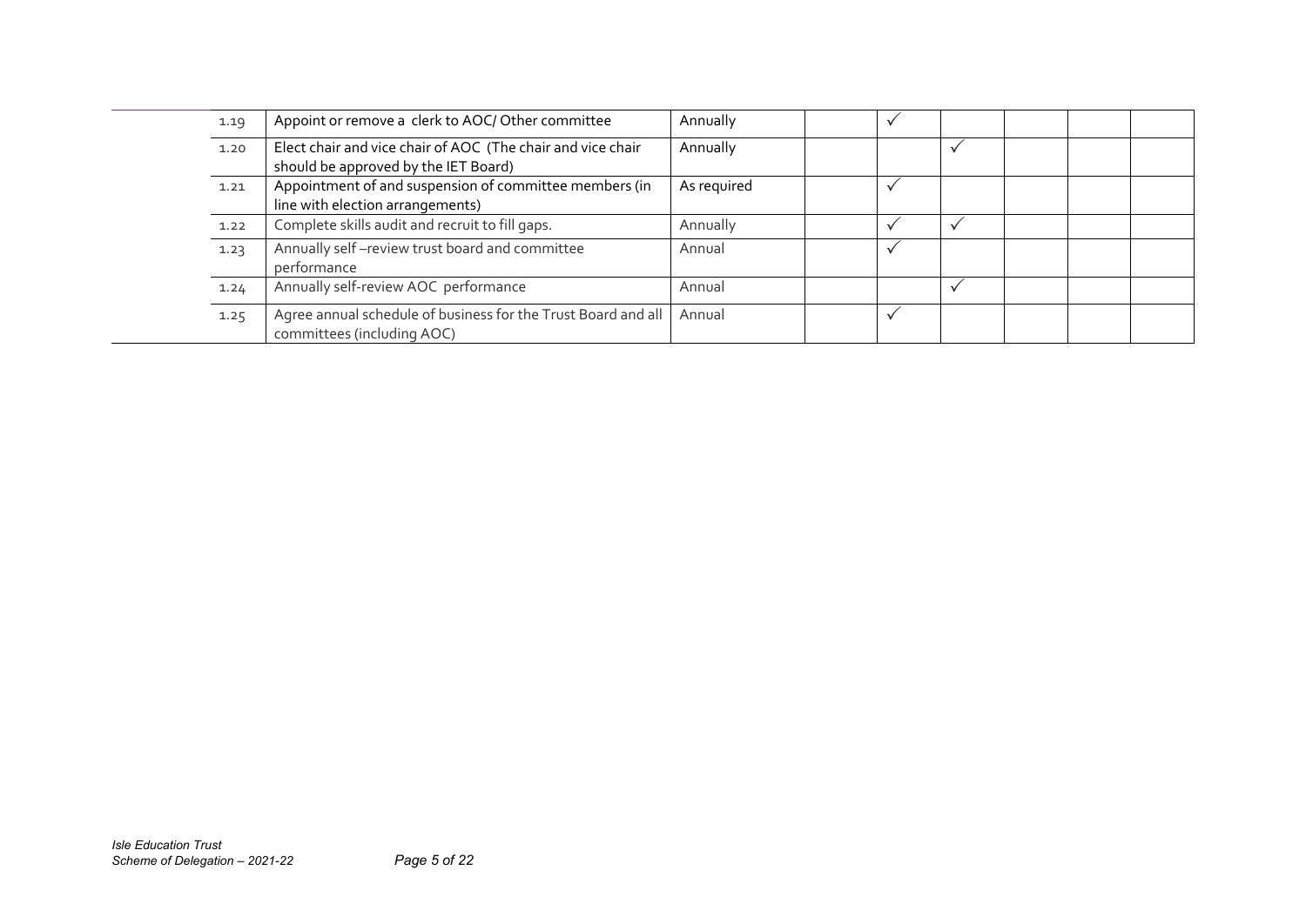| | | | | | | | | |
|---|---|---|---|---|---|---|---|---|
| 1.19 | Appoint or remove a clerk to AOC/ Other committee | Annually | | ✓ | | | | |
| 1.20 | Elect chair and vice chair of AOC (The chair and vice chair should be approved by the IET Board) | Annually | | | ✓ | | | |
| 1.21 | Appointment of and suspension of committee members (in line with election arrangements) | As required | | ✓ | | | | |
| 1.22 | Complete skills audit and recruit to fill gaps. | Annually | | ✓ | ✓ | | | |
| 1.23 | Annually self –review trust board and committee performance | Annual | | ✓ | | | | |
| 1.24 | Annually self-review AOC performance | Annual | | | ✓ | | | |
| 1.25 | Agree annual schedule of business for the Trust Board and all committees (including AOC) | Annual | | ✓ | | | | |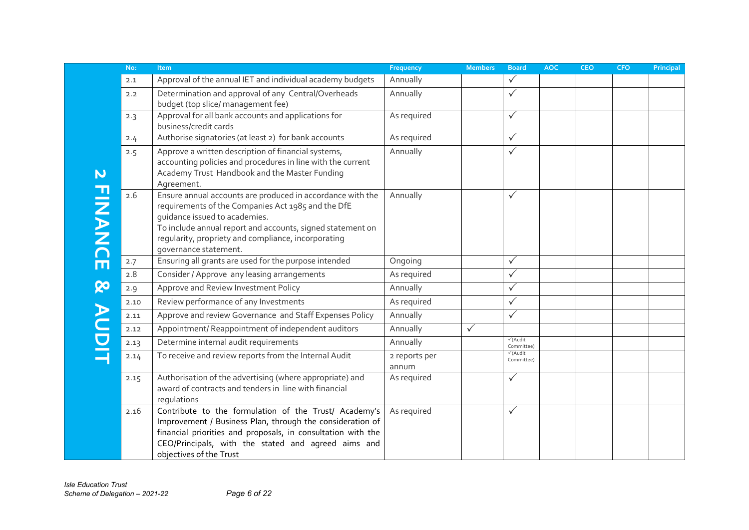## 2 FINANCE & AUDIT

| No: | Item | Frequency | Members | Board | AOC | CEO | CFO | Principal |
|---|---|---|---|---|---|---|---|---|
| 2.1 | Approval of the annual IET and individual academy budgets | Annually | | ✓ | | | | |
| 2.2 | Determination and approval of any Central/Overheads budget (top slice/ management fee) | Annually | | ✓ | | | | |
| 2.3 | Approval for all bank accounts and applications for business/credit cards | As required | | ✓ | | | | |
| 2.4 | Authorise signatories (at least 2) for bank accounts | As required | | ✓ | | | | |
| 2.5 | Approve a written description of financial systems, accounting policies and procedures in line with the current Academy Trust Handbook and the Master Funding Agreement. | Annually | | ✓ | | | | |
| 2.6 | Ensure annual accounts are produced in accordance with the requirements of the Companies Act 1985 and the DfE guidance issued to academies.<br>To include annual report and accounts, signed statement on regularity, propriety and compliance, incorporating governance statement. | Annually | | ✓ | | | | |
| 2.7 | Ensuring all grants are used for the purpose intended | Ongoing | | ✓ | | | | |
| 2.8 | Consider / Approve any leasing arrangements | As required | | ✓ | | | | |
| 2.9 | Approve and Review Investment Policy | Annually | | ✓ | | | | |
| 2.10 | Review performance of any Investments | As required | | ✓ | | | | |
| 2.11 | Approve and review Governance and Staff Expenses Policy | Annually | | ✓ | | | | |
| 2.12 | Appointment/ Reappointment of independent auditors | Annually | ✓ | | | | | |
| 2.13 | Determine internal audit requirements | Annually | | ✓(Audit Committee) | | | | |
| 2.14 | To receive and review reports from the Internal Audit | 2 reports per annum | | ✓(Audit Committee) | | | | |
| 2.15 | Authorisation of the advertising (where appropriate) and award of contracts and tenders in line with financial regulations | As required | | ✓ | | | | |
| 2.16 | Contribute to the formulation of the Trust/ Academy's Improvement / Business Plan, through the consideration of financial priorities and proposals, in consultation with the CEO/Principals, with the stated and agreed aims and objectives of the Trust | As required | | ✓ | | | | |

*Isle Education Trust*
*Scheme of Delegation – 2021-22*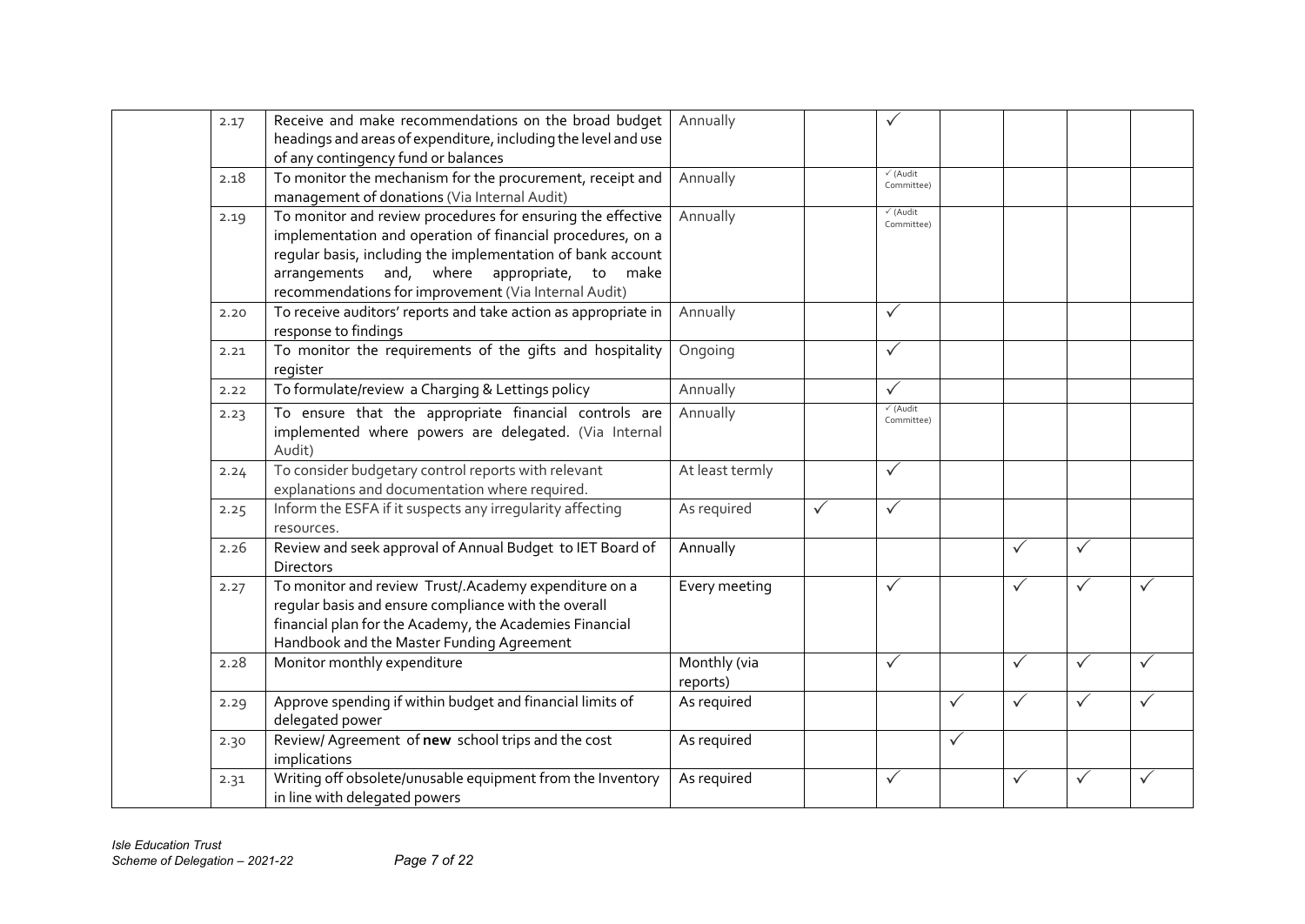| | | | | | | | | | |
|---|---|---|---|---|---|---|---|---|---|
| | 2.17 | Receive and make recommendations on the broad budget headings and areas of expenditure, including the level and use of any contingency fund or balances | Annually | | ✓ | | | | |
| | 2.18 | To monitor the mechanism for the procurement, receipt and management of donations (Via Internal Audit) | Annually | | ✓ (Audit Committee) | | | | |
| | 2.19 | To monitor and review procedures for ensuring the effective implementation and operation of financial procedures, on a regular basis, including the implementation of bank account arrangements and, where appropriate, to make recommendations for improvement (Via Internal Audit) | Annually | | ✓ (Audit Committee) | | | | |
| | 2.20 | To receive auditors' reports and take action as appropriate in response to findings | Annually | | ✓ | | | | |
| | 2.21 | To monitor the requirements of the gifts and hospitality register | Ongoing | | ✓ | | | | |
| | 2.22 | To formulate/review a Charging & Lettings policy | Annually | | ✓ | | | | |
| | 2.23 | To ensure that the appropriate financial controls are implemented where powers are delegated. (Via Internal Audit) | Annually | | ✓ (Audit Committee) | | | | |
| | 2.24 | To consider budgetary control reports with relevant explanations and documentation where required. | At least termly | | ✓ | | | | |
| | 2.25 | Inform the ESFA if it suspects any irregularity affecting resources. | As required | ✓ | ✓ | | | | |
| | 2.26 | Review and seek approval of Annual Budget to IET Board of Directors | Annually | | | | ✓ | ✓ | |
| | 2.27 | To monitor and review Trust/.Academy expenditure on a regular basis and ensure compliance with the overall financial plan for the Academy, the Academies Financial Handbook and the Master Funding Agreement | Every meeting | | ✓ | | ✓ | ✓ | ✓ |
| | 2.28 | Monitor monthly expenditure | Monthly (via reports) | | ✓ | | ✓ | ✓ | ✓ |
| | 2.29 | Approve spending if within budget and financial limits of delegated power | As required | | | ✓ | ✓ | ✓ | ✓ |
| | 2.30 | Review/ Agreement of **new** school trips and the cost implications | As required | | | ✓ | | | |
| | 2.31 | Writing off obsolete/unusable equipment from the Inventory in line with delegated powers | As required | | ✓ | | ✓ | ✓ | ✓ |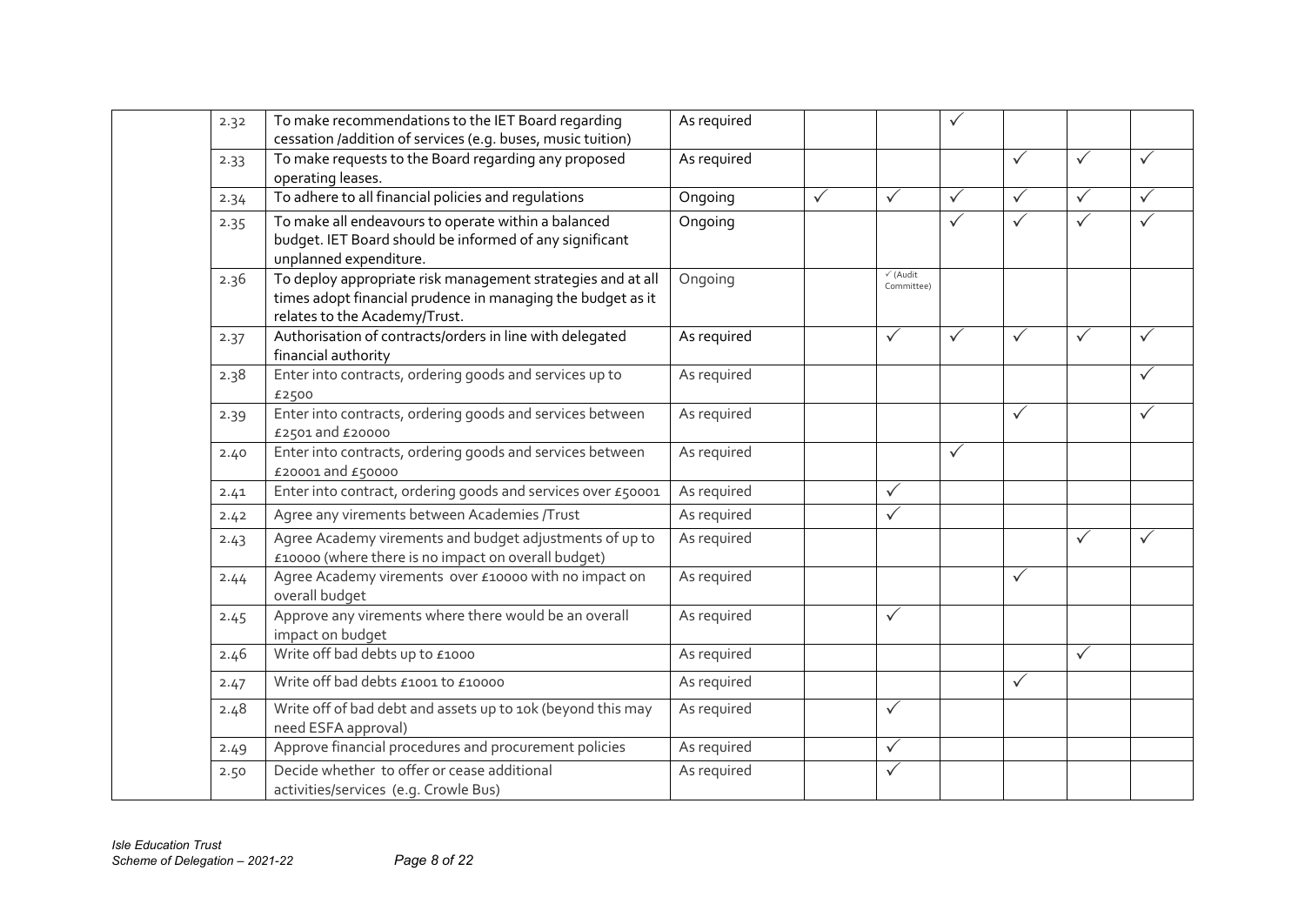| | | | | | | | | | |
|---|---|---|---|---|---|---|---|---|---|
| | 2.32 | To make recommendations to the IET Board regarding cessation /addition of services (e.g. buses, music tuition) | As required | | | ✓ | | | |
| | 2.33 | To make requests to the Board regarding any proposed operating leases. | As required | | | | ✓ | ✓ | ✓ |
| | 2.34 | To adhere to all financial policies and regulations | Ongoing | ✓ | ✓ | ✓ | ✓ | ✓ | ✓ |
| | 2.35 | To make all endeavours to operate within a balanced budget. IET Board should be informed of any significant unplanned expenditure. | Ongoing | | | ✓ | ✓ | ✓ | ✓ |
| | 2.36 | To deploy appropriate risk management strategies and at all times adopt financial prudence in managing the budget as it relates to the Academy/Trust. | Ongoing | | ✓ (Audit Committee) | | | | |
| | 2.37 | Authorisation of contracts/orders in line with delegated financial authority | As required | | ✓ | ✓ | ✓ | ✓ | ✓ |
| | 2.38 | Enter into contracts, ordering goods and services up to £2500 | As required | | | | | | ✓ |
| | 2.39 | Enter into contracts, ordering goods and services between £2501 and £20000 | As required | | | | ✓ | | ✓ |
| | 2.40 | Enter into contracts, ordering goods and services between £20001 and £50000 | As required | | | ✓ | | | |
| | 2.41 | Enter into contract, ordering goods and services over £50001 | As required | | ✓ | | | | |
| | 2.42 | Agree any virements between Academies /Trust | As required | | ✓ | | | | |
| | 2.43 | Agree Academy virements and budget adjustments of up to £10000 (where there is no impact on overall budget) | As required | | | | | ✓ | ✓ |
| | 2.44 | Agree Academy virements over £10000 with no impact on overall budget | As required | | | | ✓ | | |
| | 2.45 | Approve any virements where there would be an overall impact on budget | As required | | ✓ | | | | |
| | 2.46 | Write off bad debts up to £1000 | As required | | | | | ✓ | |
| | 2.47 | Write off bad debts £1001 to £10000 | As required | | | | ✓ | | |
| | 2.48 | Write off of bad debt and assets up to 10k (beyond this may need ESFA approval) | As required | | ✓ | | | | |
| | 2.49 | Approve financial procedures and procurement policies | As required | | ✓ | | | | |
| | 2.50 | Decide whether to offer or cease additional activities/services (e.g. Crowle Bus) | As required | | ✓ | | | | |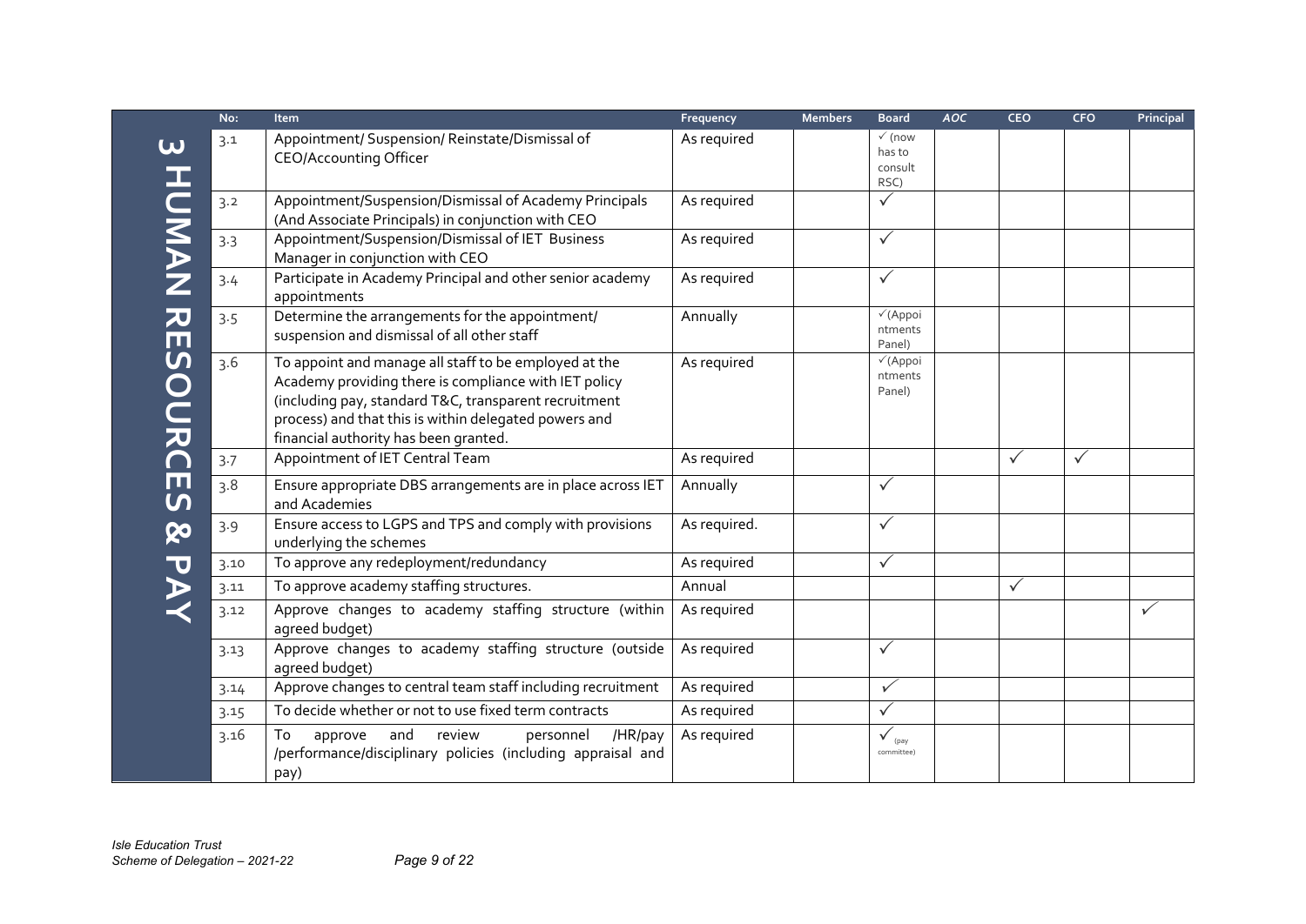## 3 HUMAN RESOURCES & PAY

| No: | Item | Frequency | Members | Board | AOC | CEO | CFO | Principal |
|---|---|---|---|---|---|---|---|---|
| 3.1 | Appointment/ Suspension/ Reinstate/Dismissal of CEO/Accounting Officer | As required | | ✓ (now has to consult RSC) | | | | |
| 3.2 | Appointment/Suspension/Dismissal of Academy Principals (And Associate Principals) in conjunction with CEO | As required | | ✓ | | | | |
| 3.3 | Appointment/Suspension/Dismissal of IET Business Manager in conjunction with CEO | As required | | ✓ | | | | |
| 3.4 | Participate in Academy Principal and other senior academy appointments | As required | | ✓ | | | | |
| 3.5 | Determine the arrangements for the appointment/ suspension and dismissal of all other staff | Annually | | ✓(Appointments Panel) | | | | |
| 3.6 | To appoint and manage all staff to be employed at the Academy providing there is compliance with IET policy (including pay, standard T&C, transparent recruitment process) and that this is within delegated powers and financial authority has been granted. | As required | | ✓(Appointments Panel) | | | | |
| 3.7 | Appointment of IET Central Team | As required | | | | ✓ | ✓ | |
| 3.8 | Ensure appropriate DBS arrangements are in place across IET and Academies | Annually | | ✓ | | | | |
| 3.9 | Ensure access to LGPS and TPS and comply with provisions underlying the schemes | As required. | | ✓ | | | | |
| 3.10 | To approve any redeployment/redundancy | As required | | ✓ | | | | |
| 3.11 | To approve academy staffing structures. | Annual | | | | ✓ | | |
| 3.12 | Approve changes to academy staffing structure (within agreed budget) | As required | | | | | | ✓ |
| 3.13 | Approve changes to academy staffing structure (outside agreed budget) | As required | | ✓ | | | | |
| 3.14 | Approve changes to central team staff including recruitment | As required | | ✓ | | | | |
| 3.15 | To decide whether or not to use fixed term contracts | As required | | ✓ | | | | |
| 3.16 | To approve and review personnel /HR/pay /performance/disciplinary policies (including appraisal and pay) | As required | | ✓ (pay committee) | | | | |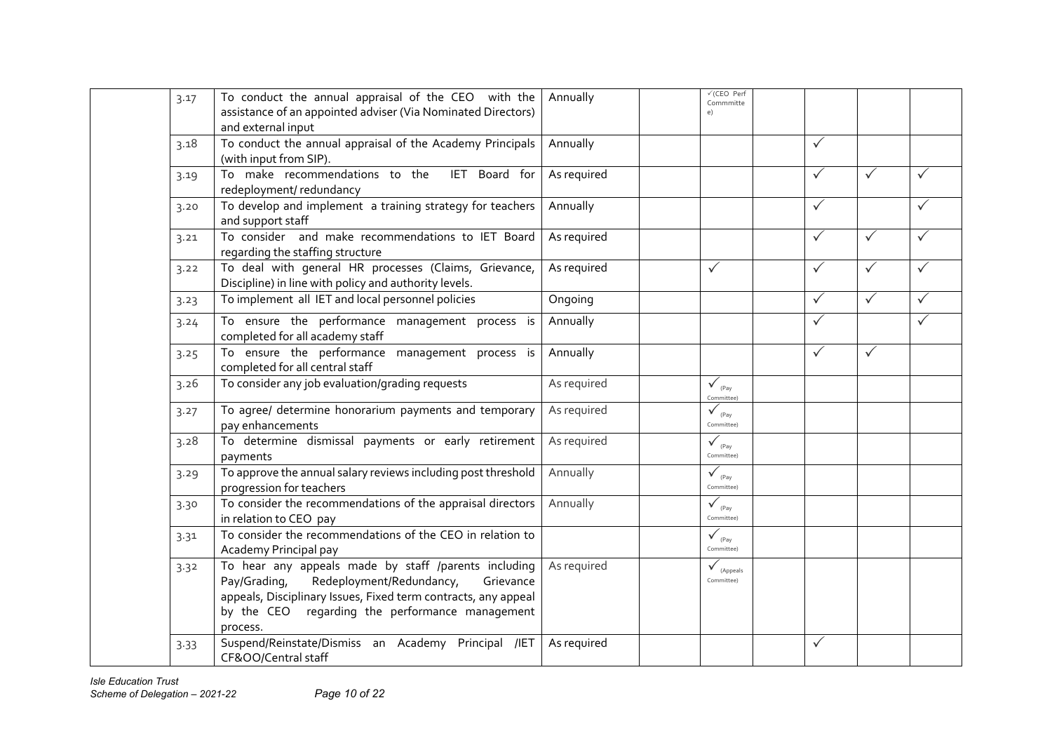| | | | | | | | | | |
|---|---|---|---|---|---|---|---|---|---|
| | 3.17 | To conduct the annual appraisal of the CEO with the assistance of an appointed adviser (Via Nominated Directors) and external input | Annually | | ✓(CEO Perf Commmittee) | | | | |
| | 3.18 | To conduct the annual appraisal of the Academy Principals (with input from SIP). | Annually | | | | ✓ | | |
| | 3.19 | To make recommendations to the IET Board for redeployment/ redundancy | As required | | | | ✓ | ✓ | ✓ |
| | 3.20 | To develop and implement a training strategy for teachers and support staff | Annually | | | | ✓ | | ✓ |
| | 3.21 | To consider and make recommendations to IET Board regarding the staffing structure | As required | | | | ✓ | ✓ | ✓ |
| | 3.22 | To deal with general HR processes (Claims, Grievance, Discipline) in line with policy and authority levels. | As required | | ✓ | | ✓ | ✓ | ✓ |
| | 3.23 | To implement all IET and local personnel policies | Ongoing | | | | ✓ | ✓ | ✓ |
| | 3.24 | To ensure the performance management process is completed for all academy staff | Annually | | | | ✓ | | ✓ |
| | 3.25 | To ensure the performance management process is completed for all central staff | Annually | | | | ✓ | ✓ | |
| | 3.26 | To consider any job evaluation/grading requests | As required | | ✓ (Pay Committee) | | | | |
| | 3.27 | To agree/ determine honorarium payments and temporary pay enhancements | As required | | ✓ (Pay Committee) | | | | |
| | 3.28 | To determine dismissal payments or early retirement payments | As required | | ✓ (Pay Committee) | | | | |
| | 3.29 | To approve the annual salary reviews including post threshold progression for teachers | Annually | | ✓ (Pay Committee) | | | | |
| | 3.30 | To consider the recommendations of the appraisal directors in relation to CEO pay | Annually | | ✓ (Pay Committee) | | | | |
| | 3.31 | To consider the recommendations of the CEO in relation to Academy Principal pay | | | ✓ (Pay Committee) | | | | |
| | 3.32 | To hear any appeals made by staff /parents including Pay/Grading, Redeployment/Redundancy, Grievance appeals, Disciplinary Issues, Fixed term contracts, any appeal by the CEO regarding the performance management process. | As required | | ✓ (Appeals Committee) | | | | |
| | 3.33 | Suspend/Reinstate/Dismiss an Academy Principal /IET CF&OO/Central staff | As required | | | | ✓ | | |

*Isle Education Trust*
*Scheme of Delegation – 2021-22*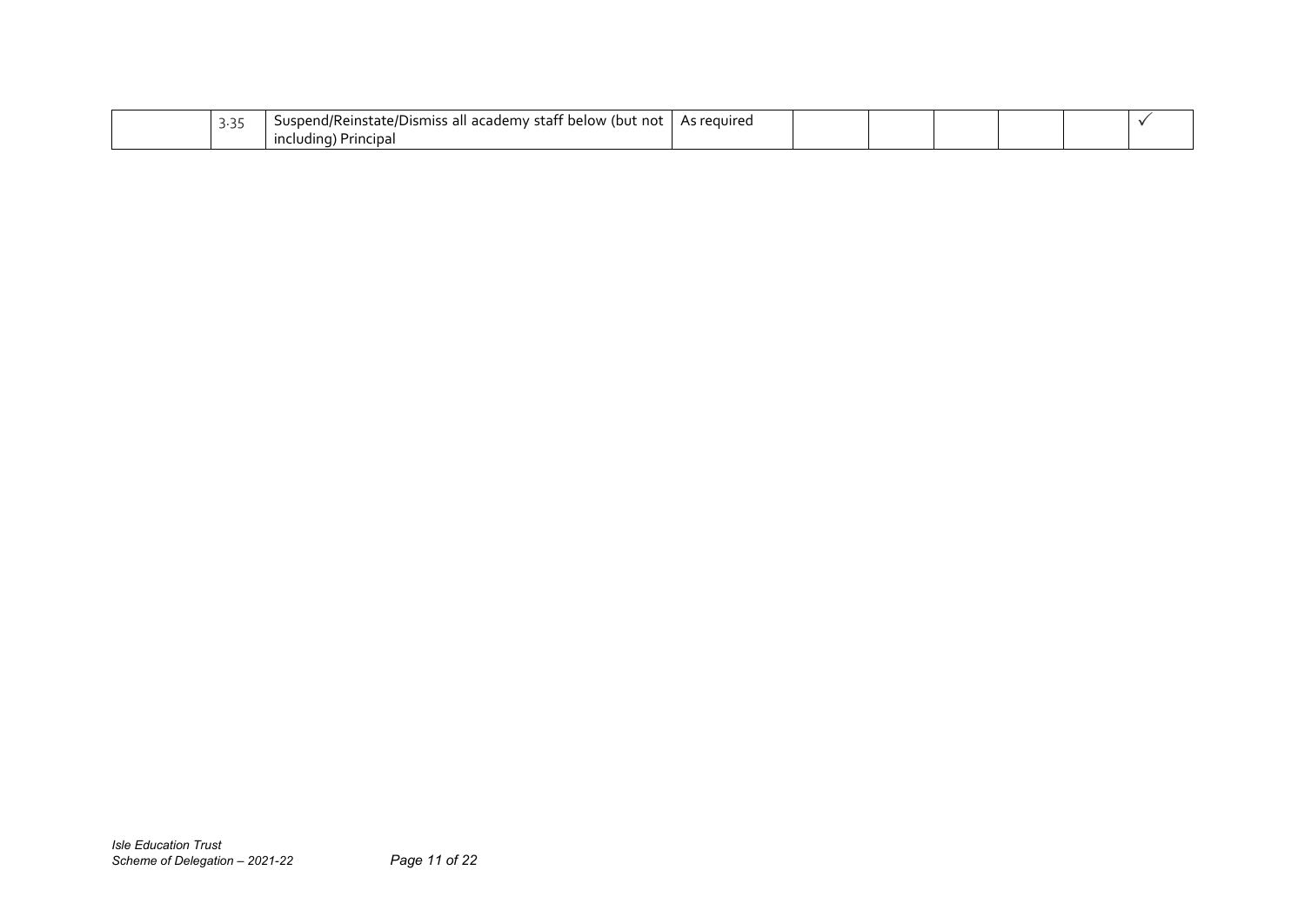|  |  |  |  |  |  |  |  |  |  |
|---|---|---|---|---|---|---|---|---|---|
|  | 3.35 | Suspend/Reinstate/Dismiss all academy staff below (but not including) Principal | As required |  |  |  |  |  | ✓ |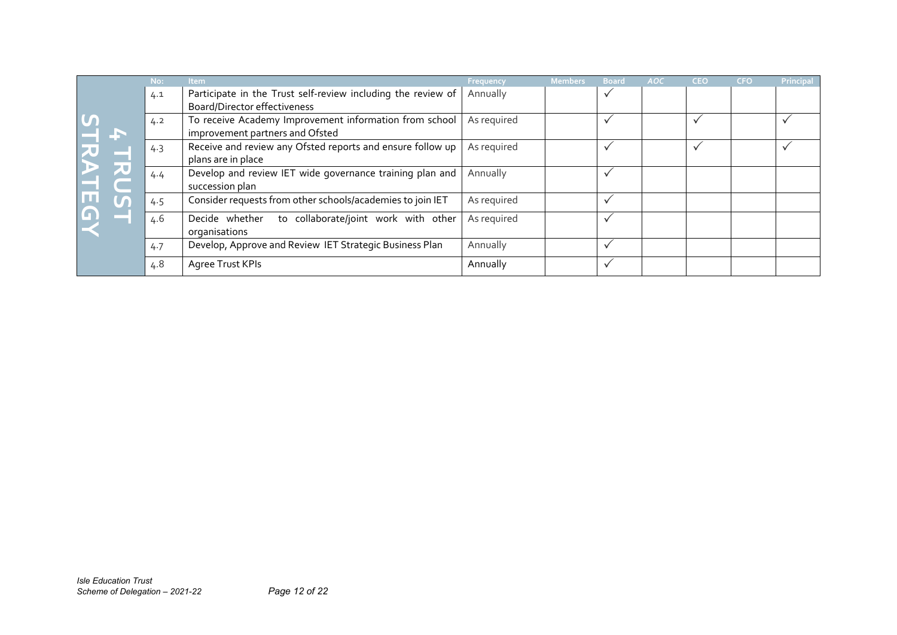| | No: | Item | Frequency | Members | Board | AOC | CEO | CFO | Principal |
|---|---|---|---|---|---|---|---|---|---|
| 4 TRUST STRATEGY | 4.1 | Participate in the Trust self-review including the review of Board/Director effectiveness | Annually | | ✓ | | | | |
| | 4.2 | To receive Academy Improvement information from school improvement partners and Ofsted | As required | | ✓ | | ✓ | | ✓ |
| | 4.3 | Receive and review any Ofsted reports and ensure follow up plans are in place | As required | | ✓ | | ✓ | | ✓ |
| | 4.4 | Develop and review IET wide governance training plan and succession plan | Annually | | ✓ | | | | |
| | 4.5 | Consider requests from other schools/academies to join IET | As required | | ✓ | | | | |
| | 4.6 | Decide whether to collaborate/joint work with other organisations | As required | | ✓ | | | | |
| | 4.7 | Develop, Approve and Review IET Strategic Business Plan | Annually | | ✓ | | | | |
| | 4.8 | Agree Trust KPIs | Annually | | ✓ | | | | |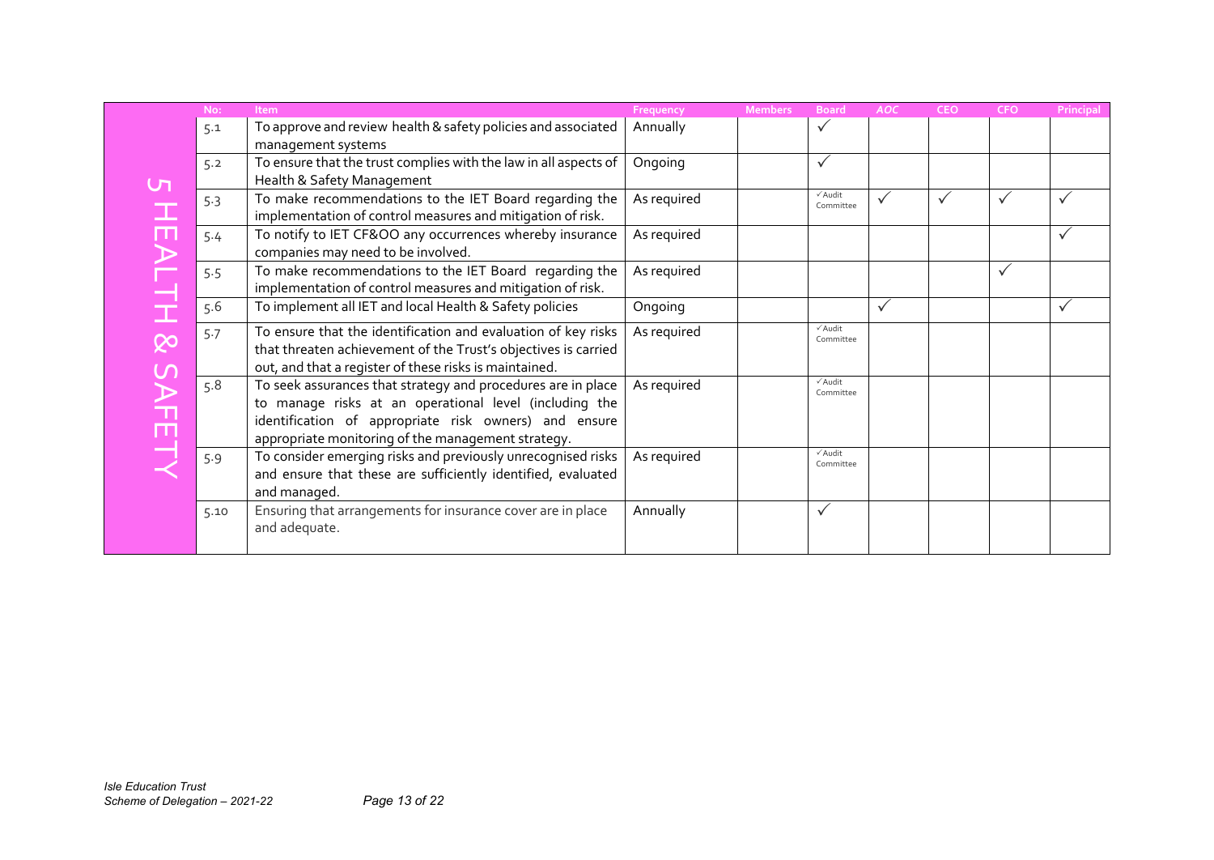| | No: | Item | Frequency | Members | Board | AOC | CEO | CFO | Principal |
|---|---|---|---|---|---|---|---|---|---|
| 5 HEALTH & SAFETY | 5.1 | To approve and review health & safety policies and associated management systems | Annually | | ✓ | | | | |
| | 5.2 | To ensure that the trust complies with the law in all aspects of Health & Safety Management | Ongoing | | ✓ | | | | |
| | 5.3 | To make recommendations to the IET Board regarding the implementation of control measures and mitigation of risk. | As required | | ✓Audit Committee | ✓ | ✓ | ✓ | ✓ |
| | 5.4 | To notify to IET CF&OO any occurrences whereby insurance companies may need to be involved. | As required | | | | | | ✓ |
| | 5.5 | To make recommendations to the IET Board regarding the implementation of control measures and mitigation of risk. | As required | | | | | ✓ | |
| | 5.6 | To implement all IET and local Health & Safety policies | Ongoing | | | ✓ | | | ✓ |
| | 5.7 | To ensure that the identification and evaluation of key risks that threaten achievement of the Trust's objectives is carried out, and that a register of these risks is maintained. | As required | | ✓Audit Committee | | | | |
| | 5.8 | To seek assurances that strategy and procedures are in place to manage risks at an operational level (including the identification of appropriate risk owners) and ensure appropriate monitoring of the management strategy. | As required | | ✓Audit Committee | | | | |
| | 5.9 | To consider emerging risks and previously unrecognised risks and ensure that these are sufficiently identified, evaluated and managed. | As required | | ✓Audit Committee | | | | |
| | 5.10 | Ensuring that arrangements for insurance cover are in place and adequate. | Annually | | ✓ | | | | |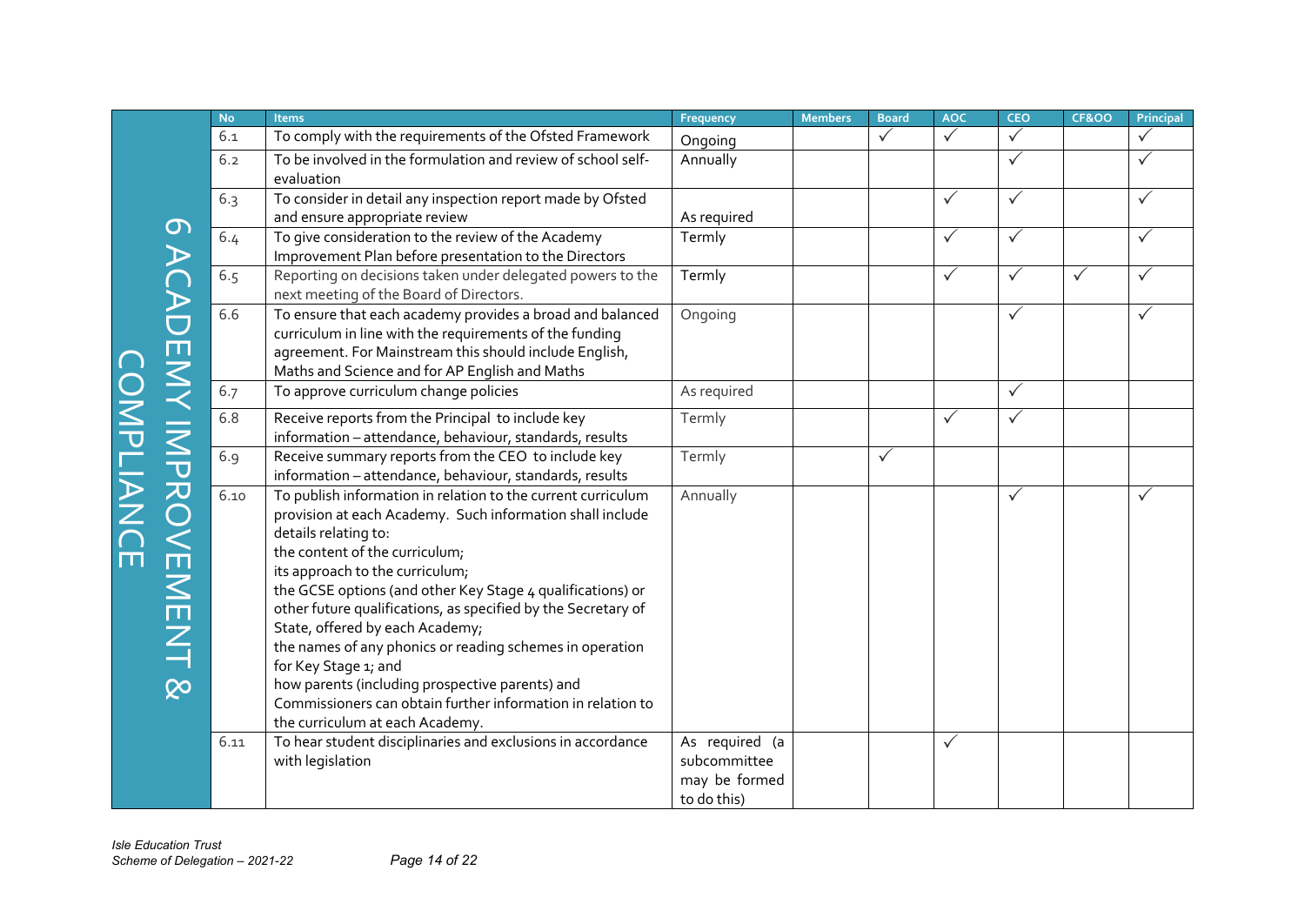## 6 ACADEMY IMPROVEMENT & COMPLIANCE

| No | Items | Frequency | Members | Board | AOC | CEO | CF&OO | Principal |
|---|---|---|---|---|---|---|---|---|
| 6.1 | To comply with the requirements of the Ofsted Framework | Ongoing | | ✓ | ✓ | ✓ | | ✓ |
| 6.2 | To be involved in the formulation and review of school self-evaluation | Annually | | | | ✓ | | ✓ |
| 6.3 | To consider in detail any inspection report made by Ofsted and ensure appropriate review | As required | | | ✓ | ✓ | | ✓ |
| 6.4 | To give consideration to the review of the Academy Improvement Plan before presentation to the Directors | Termly | | | ✓ | ✓ | | ✓ |
| 6.5 | Reporting on decisions taken under delegated powers to the next meeting of the Board of Directors. | Termly | | | ✓ | ✓ | ✓ | ✓ |
| 6.6 | To ensure that each academy provides a broad and balanced curriculum in line with the requirements of the funding agreement. For Mainstream this should include English, Maths and Science and for AP English and Maths | Ongoing | | | | ✓ | | ✓ |
| 6.7 | To approve curriculum change policies | As required | | | | ✓ | | |
| 6.8 | Receive reports from the Principal to include key information – attendance, behaviour, standards, results | Termly | | | ✓ | ✓ | | |
| 6.9 | Receive summary reports from the CEO to include key information – attendance, behaviour, standards, results | Termly | | ✓ | | | | |
| 6.10 | To publish information in relation to the current curriculum provision at each Academy. Such information shall include details relating to:<br>the content of the curriculum;<br>its approach to the curriculum;<br>the GCSE options (and other Key Stage 4 qualifications) or other future qualifications, as specified by the Secretary of State, offered by each Academy;<br>the names of any phonics or reading schemes in operation for Key Stage 1; and<br>how parents (including prospective parents) and Commissioners can obtain further information in relation to the curriculum at each Academy. | Annually | | | | ✓ | | ✓ |
| 6.11 | To hear student disciplinaries and exclusions in accordance with legislation | As required (a subcommittee may be formed to do this) | | | ✓ | | | |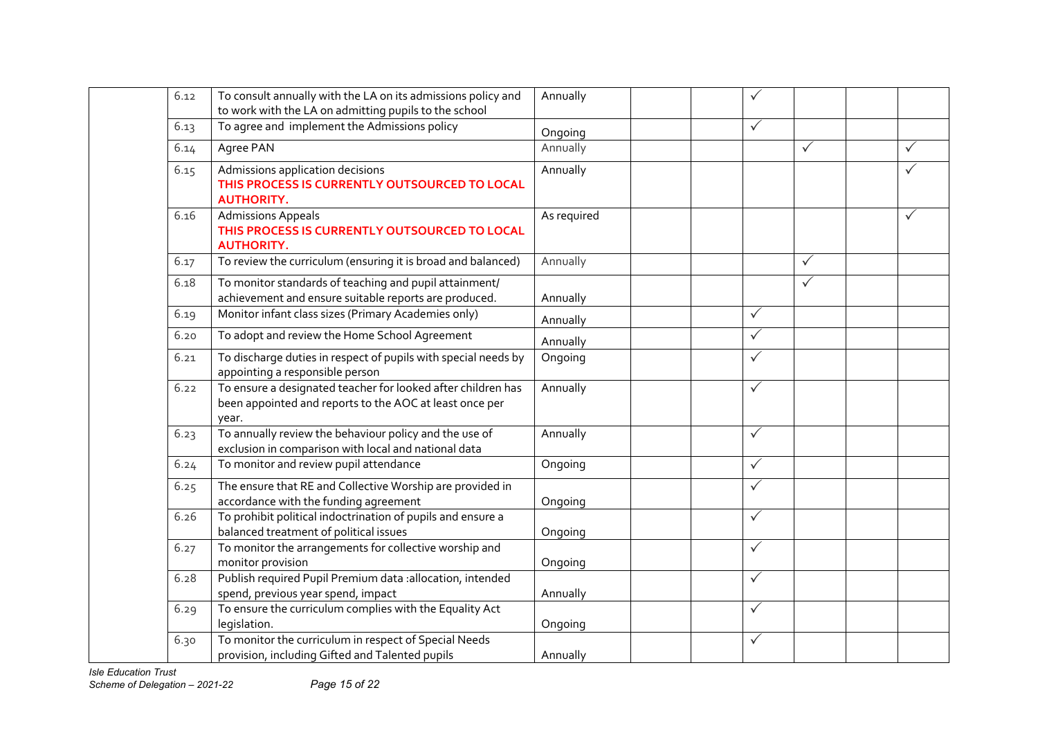| | | | | | | | | | |
|---|---|---|---|---|---|---|---|---|---|
| | 6.12 | To consult annually with the LA on its admissions policy and to work with the LA on admitting pupils to the school | Annually | | | ✓ | | | |
| | 6.13 | To agree and implement the Admissions policy | Ongoing | | | ✓ | | | |
| | 6.14 | Agree PAN | Annually | | | | ✓ | | ✓ |
| | 6.15 | Admissions application decisions **THIS PROCESS IS CURRENTLY OUTSOURCED TO LOCAL AUTHORITY.** | Annually | | | | | | ✓ |
| | 6.16 | Admissions Appeals **THIS PROCESS IS CURRENTLY OUTSOURCED TO LOCAL AUTHORITY.** | As required | | | | | | ✓ |
| | 6.17 | To review the curriculum (ensuring it is broad and balanced) | Annually | | | | ✓ | | |
| | 6.18 | To monitor standards of teaching and pupil attainment/ achievement and ensure suitable reports are produced. | Annually | | | | ✓ | | |
| | 6.19 | Monitor infant class sizes (Primary Academies only) | Annually | | | ✓ | | | |
| | 6.20 | To adopt and review the Home School Agreement | Annually | | | ✓ | | | |
| | 6.21 | To discharge duties in respect of pupils with special needs by appointing a responsible person | Ongoing | | | ✓ | | | |
| | 6.22 | To ensure a designated teacher for looked after children has been appointed and reports to the AOC at least once per year. | Annually | | | ✓ | | | |
| | 6.23 | To annually review the behaviour policy and the use of exclusion in comparison with local and national data | Annually | | | ✓ | | | |
| | 6.24 | To monitor and review pupil attendance | Ongoing | | | ✓ | | | |
| | 6.25 | The ensure that RE and Collective Worship are provided in accordance with the funding agreement | Ongoing | | | ✓ | | | |
| | 6.26 | To prohibit political indoctrination of pupils and ensure a balanced treatment of political issues | Ongoing | | | ✓ | | | |
| | 6.27 | To monitor the arrangements for collective worship and monitor provision | Ongoing | | | ✓ | | | |
| | 6.28 | Publish required Pupil Premium data :allocation, intended spend, previous year spend, impact | Annually | | | ✓ | | | |
| | 6.29 | To ensure the curriculum complies with the Equality Act legislation. | Ongoing | | | ✓ | | | |
| | 6.30 | To monitor the curriculum in respect of Special Needs provision, including Gifted and Talented pupils | Annually | | | ✓ | | | |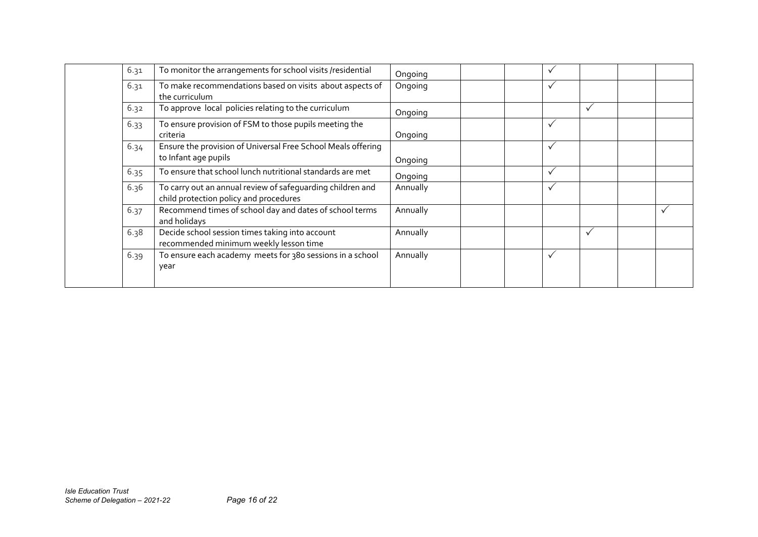| | | | | | | | | | |
|---|---|---|---|---|---|---|---|---|---|
| | 6.31 | To monitor the arrangements for school visits /residential | Ongoing | | | ✓ | | | |
| | 6.31 | To make recommendations based on visits about aspects of the curriculum | Ongoing | | | ✓ | | | |
| | 6.32 | To approve local policies relating to the curriculum | Ongoing | | | | ✓ | | |
| | 6.33 | To ensure provision of FSM to those pupils meeting the criteria | Ongoing | | | ✓ | | | |
| | 6.34 | Ensure the provision of Universal Free School Meals offering to Infant age pupils | Ongoing | | | ✓ | | | |
| | 6.35 | To ensure that school lunch nutritional standards are met | Ongoing | | | ✓ | | | |
| | 6.36 | To carry out an annual review of safeguarding children and child protection policy and procedures | Annually | | | ✓ | | | |
| | 6.37 | Recommend times of school day and dates of school terms and holidays | Annually | | | | | | ✓ |
| | 6.38 | Decide school session times taking into account recommended minimum weekly lesson time | Annually | | | | ✓ | | |
| | 6.39 | To ensure each academy meets for 380 sessions in a school year | Annually | | | ✓ | | | |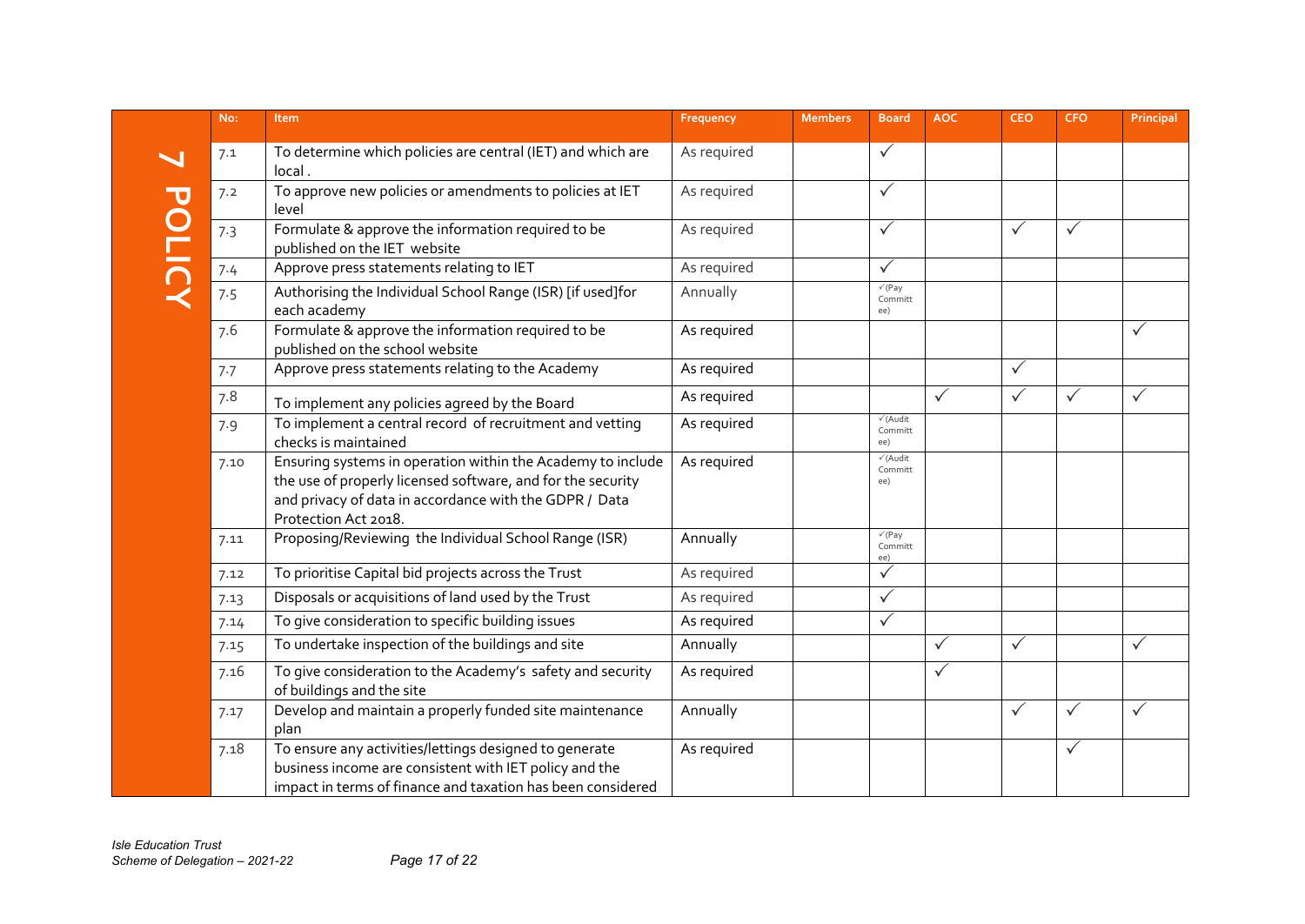## 7 POLICY

| No: | Item | Frequency | Members | Board | AOC | CEO | CFO | Principal |
|---|---|---|---|---|---|---|---|---|
| 7.1 | To determine which policies are central (IET) and which are local . | As required | | ✓ | | | | |
| 7.2 | To approve new policies or amendments to policies at IET level | As required | | ✓ | | | | |
| 7.3 | Formulate & approve the information required to be published on the IET website | As required | | ✓ | | ✓ | ✓ | |
| 7.4 | Approve press statements relating to IET | As required | | ✓ | | | | |
| 7.5 | Authorising the Individual School Range (ISR) [if used]for each academy | Annually | | ✓(Pay Committee) | | | | |
| 7.6 | Formulate & approve the information required to be published on the school website | As required | | | | | | ✓ |
| 7.7 | Approve press statements relating to the Academy | As required | | | | ✓ | | |
| 7.8 | To implement any policies agreed by the Board | As required | | | ✓ | ✓ | ✓ | ✓ |
| 7.9 | To implement a central record of recruitment and vetting checks is maintained | As required | | ✓(Audit Committee) | | | | |
| 7.10 | Ensuring systems in operation within the Academy to include the use of properly licensed software, and for the security and privacy of data in accordance with the GDPR / Data Protection Act 2018. | As required | | ✓(Audit Committee) | | | | |
| 7.11 | Proposing/Reviewing the Individual School Range (ISR) | Annually | | ✓(Pay Committee) | | | | |
| 7.12 | To prioritise Capital bid projects across the Trust | As required | | ✓ | | | | |
| 7.13 | Disposals or acquisitions of land used by the Trust | As required | | ✓ | | | | |
| 7.14 | To give consideration to specific building issues | As required | | ✓ | | | | |
| 7.15 | To undertake inspection of the buildings and site | Annually | | | ✓ | ✓ | | ✓ |
| 7.16 | To give consideration to the Academy's safety and security of buildings and the site | As required | | | ✓ | | | |
| 7.17 | Develop and maintain a properly funded site maintenance plan | Annually | | | | ✓ | ✓ | ✓ |
| 7.18 | To ensure any activities/lettings designed to generate business income are consistent with IET policy and the impact in terms of finance and taxation has been considered | As required | | | | | ✓ | |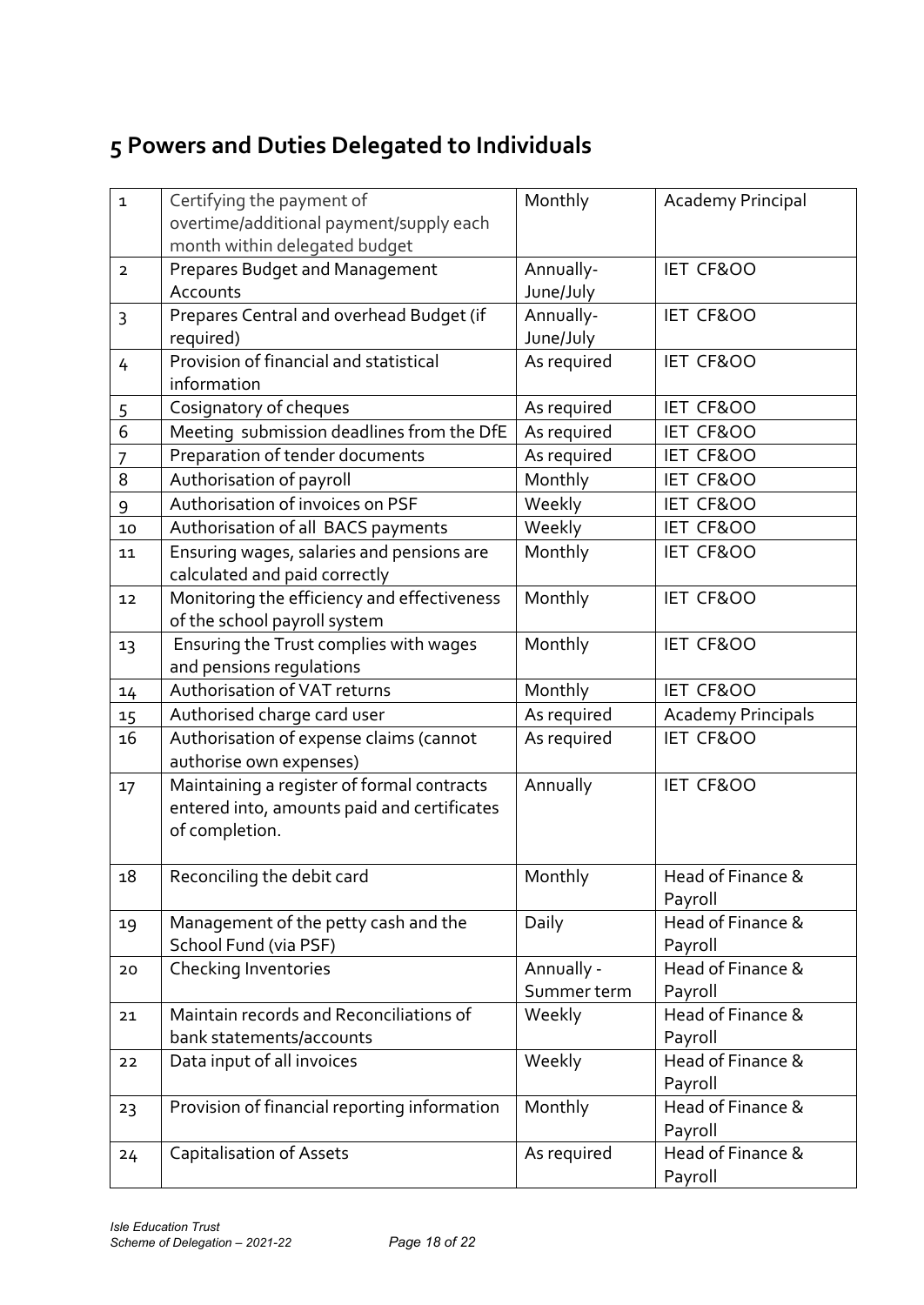# 5 Powers and Duties Delegated to Individuals

| | | | |
|---|---|---|---|
| 1 | Certifying the payment of overtime/additional payment/supply each month within delegated budget | Monthly | Academy Principal |
| 2 | Prepares Budget and Management Accounts | Annually-June/July | IET CF&OO |
| 3 | Prepares Central and overhead Budget (if required) | Annually-June/July | IET CF&OO |
| 4 | Provision of financial and statistical information | As required | IET CF&OO |
| 5 | Cosignatory of cheques | As required | IET CF&OO |
| 6 | Meeting submission deadlines from the DfE | As required | IET CF&OO |
| 7 | Preparation of tender documents | As required | IET CF&OO |
| 8 | Authorisation of payroll | Monthly | IET CF&OO |
| 9 | Authorisation of invoices on PSF | Weekly | IET CF&OO |
| 10 | Authorisation of all BACS payments | Weekly | IET CF&OO |
| 11 | Ensuring wages, salaries and pensions are calculated and paid correctly | Monthly | IET CF&OO |
| 12 | Monitoring the efficiency and effectiveness of the school payroll system | Monthly | IET CF&OO |
| 13 | Ensuring the Trust complies with wages and pensions regulations | Monthly | IET CF&OO |
| 14 | Authorisation of VAT returns | Monthly | IET CF&OO |
| 15 | Authorised charge card user | As required | Academy Principals |
| 16 | Authorisation of expense claims (cannot authorise own expenses) | As required | IET CF&OO |
| 17 | Maintaining a register of formal contracts entered into, amounts paid and certificates of completion. | Annually | IET CF&OO |
| 18 | Reconciling the debit card | Monthly | Head of Finance & Payroll |
| 19 | Management of the petty cash and the School Fund (via PSF) | Daily | Head of Finance & Payroll |
| 20 | Checking Inventories | Annually - Summer term | Head of Finance & Payroll |
| 21 | Maintain records and Reconciliations of bank statements/accounts | Weekly | Head of Finance & Payroll |
| 22 | Data input of all invoices | Weekly | Head of Finance & Payroll |
| 23 | Provision of financial reporting information | Monthly | Head of Finance & Payroll |
| 24 | Capitalisation of Assets | As required | Head of Finance & Payroll |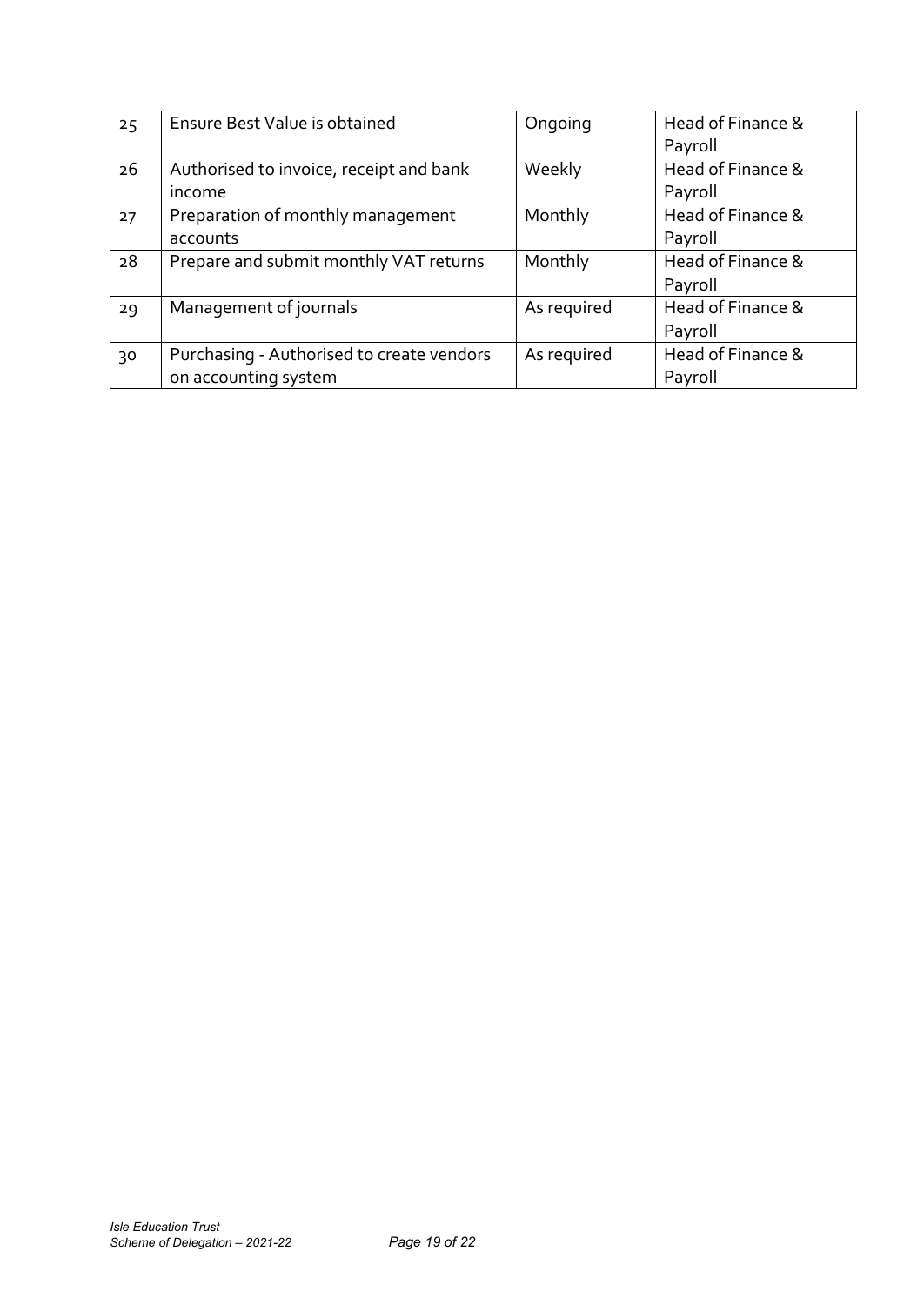| | | | |
|---|---|---|---|
| 25 | Ensure Best Value is obtained | Ongoing | Head of Finance & Payroll |
| 26 | Authorised to invoice, receipt and bank income | Weekly | Head of Finance & Payroll |
| 27 | Preparation of monthly management accounts | Monthly | Head of Finance & Payroll |
| 28 | Prepare and submit monthly VAT returns | Monthly | Head of Finance & Payroll |
| 29 | Management of journals | As required | Head of Finance & Payroll |
| 30 | Purchasing - Authorised to create vendors on accounting system | As required | Head of Finance & Payroll |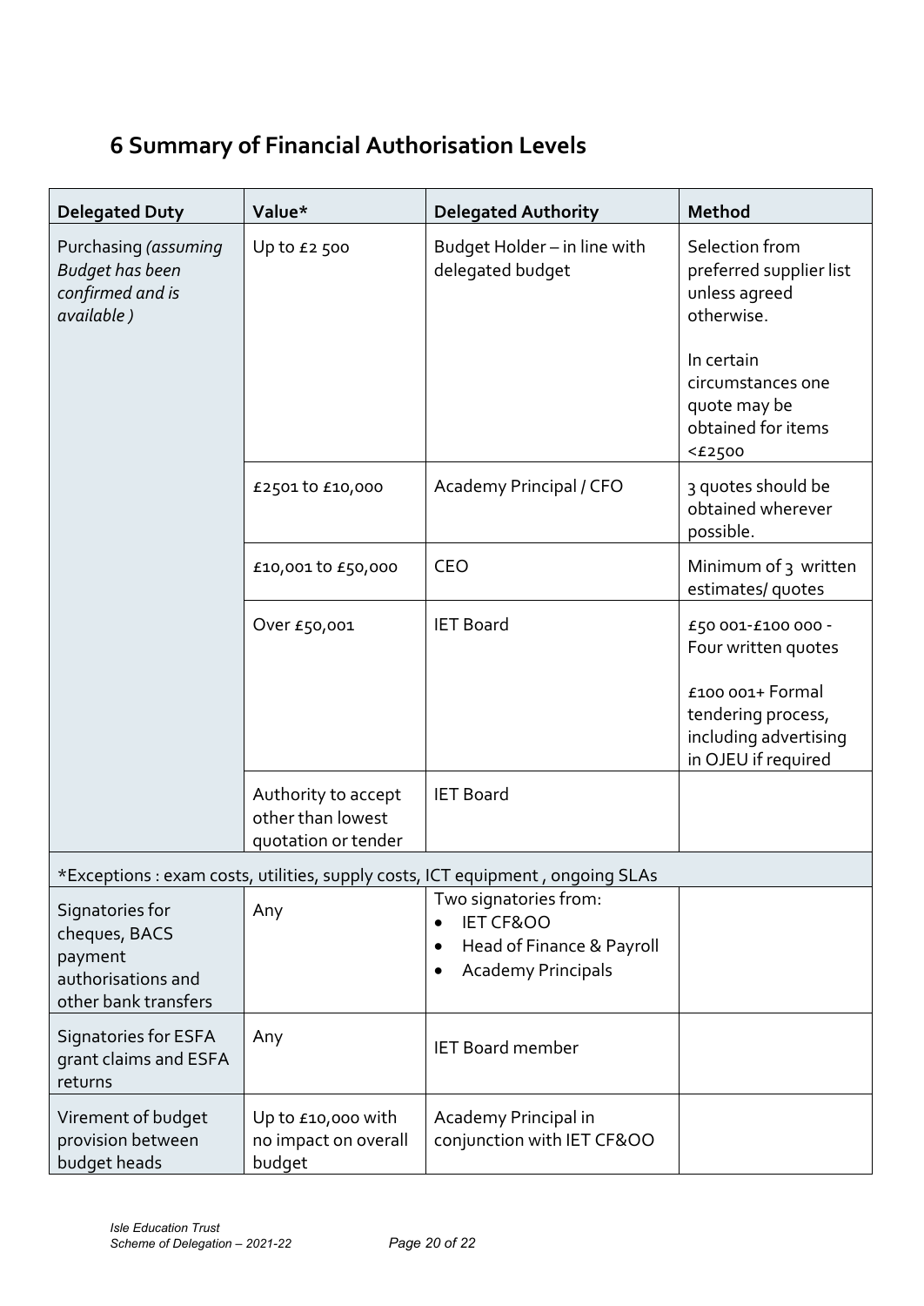## 6 Summary of Financial Authorisation Levels

| Delegated Duty | Value* | Delegated Authority | Method |
|---|---|---|---|
| Purchasing *(assuming Budget has been confirmed and is available )* | Up to £2 500 | Budget Holder – in line with delegated budget | Selection from preferred supplier list unless agreed otherwise.<br><br>In certain circumstances one quote may be obtained for items <£2500 |
| | £2501 to £10,000 | Academy Principal / CFO | 3 quotes should be obtained wherever possible. |
| | £10,001 to £50,000 | CEO | Minimum of 3 written estimates/ quotes |
| | Over £50,001 | IET Board | £50 001-£100 000 - Four written quotes<br><br>£100 001+ Formal tendering process, including advertising in OJEU if required |
| | Authority to accept other than lowest quotation or tender | IET Board | |
| *Exceptions : exam costs, utilities, supply costs, ICT equipment , ongoing SLAs | | | |
| Signatories for cheques, BACS payment authorisations and other bank transfers | Any | Two signatories from:<br>• IET CF&OO<br>• Head of Finance & Payroll<br>• Academy Principals | |
| Signatories for ESFA grant claims and ESFA returns | Any | IET Board member | |
| Virement of budget provision between budget heads | Up to £10,000 with no impact on overall budget | Academy Principal in conjunction with IET CF&OO | |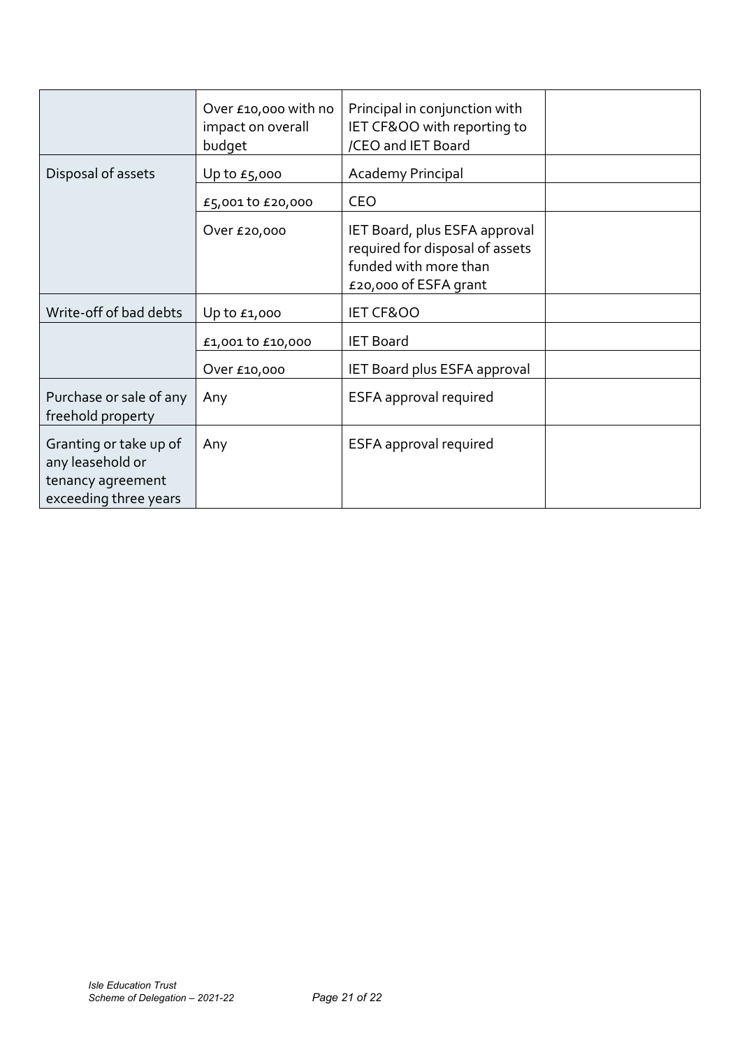| | | | |
|---|---|---|---|
| | Over £10,000 with no impact on overall budget | Principal in conjunction with IET CF&OO with reporting to /CEO and IET Board | |
| Disposal of assets | Up to £5,000 | Academy Principal | |
| | £5,001 to £20,000 | CEO | |
| | Over £20,000 | IET Board, plus ESFA approval required for disposal of assets funded with more than £20,000 of ESFA grant | |
| Write-off of bad debts | Up to £1,000 | IET CF&OO | |
| | £1,001 to £10,000 | IET Board | |
| | Over £10,000 | IET Board plus ESFA approval | |
| Purchase or sale of any freehold property | Any | ESFA approval required | |
| Granting or take up of any leasehold or tenancy agreement exceeding three years | Any | ESFA approval required | |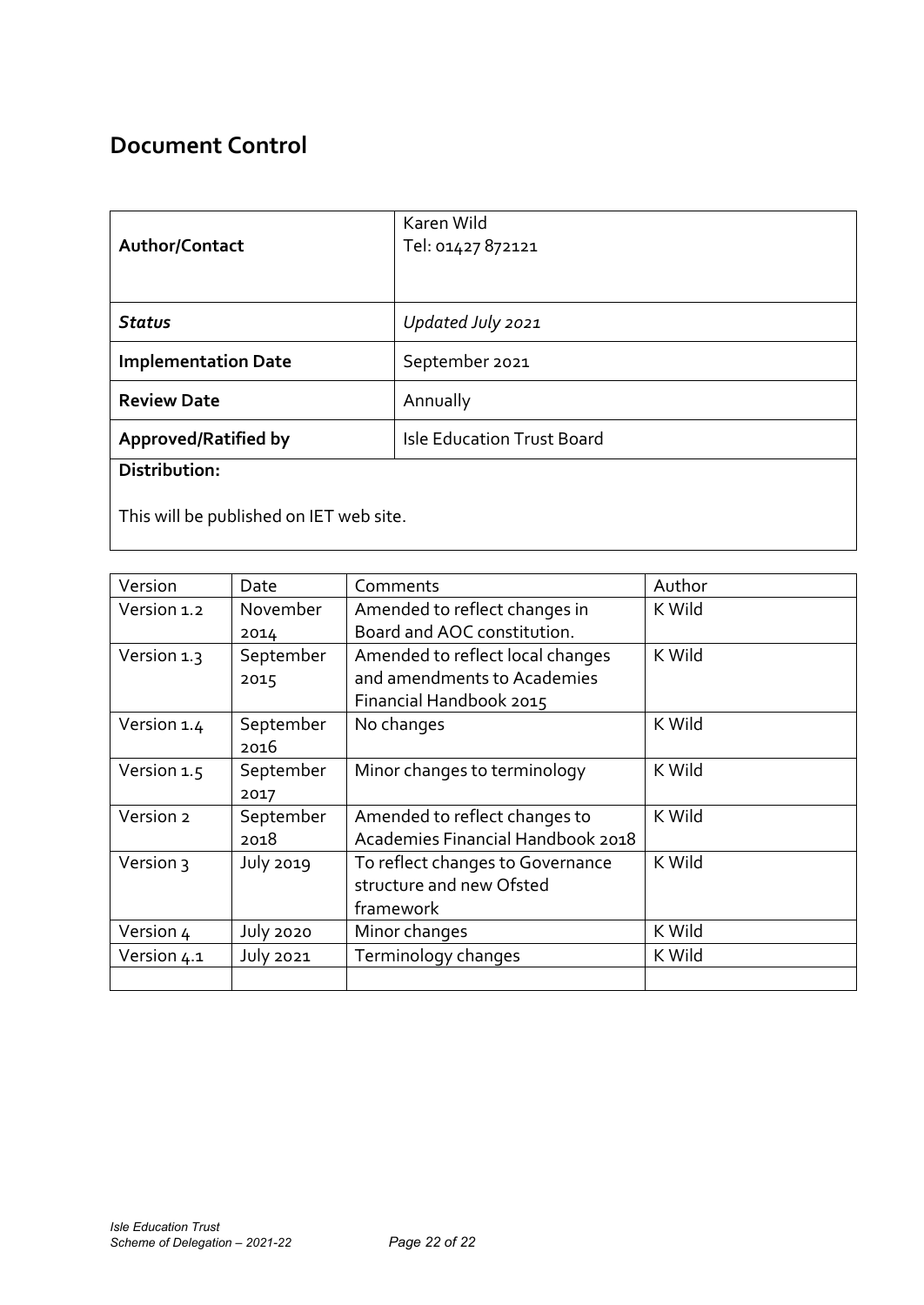## Document Control

| | |
|---|---|
| **Author/Contact** | Karen Wild<br>Tel: 01427 872121 |
| ***Status*** | *Updated July 2021* |
| **Implementation Date** | September 2021 |
| **Review Date** | Annually |
| **Approved/Ratified by** | Isle Education Trust Board |
| **Distribution:**<br><br>This will be published on IET web site. | |

| Version | Date | Comments | Author |
|---|---|---|---|
| Version 1.2 | November 2014 | Amended to reflect changes in Board and AOC constitution. | K Wild |
| Version 1.3 | September 2015 | Amended to reflect local changes and amendments to Academies Financial Handbook 2015 | K Wild |
| Version 1.4 | September 2016 | No changes | K Wild |
| Version 1.5 | September 2017 | Minor changes to terminology | K Wild |
| Version 2 | September 2018 | Amended to reflect changes to Academies Financial Handbook 2018 | K Wild |
| Version 3 | July 2019 | To reflect changes to Governance structure and new Ofsted framework | K Wild |
| Version 4 | July 2020 | Minor changes | K Wild |
| Version 4.1 | July 2021 | Terminology changes | K Wild |
| | | | |